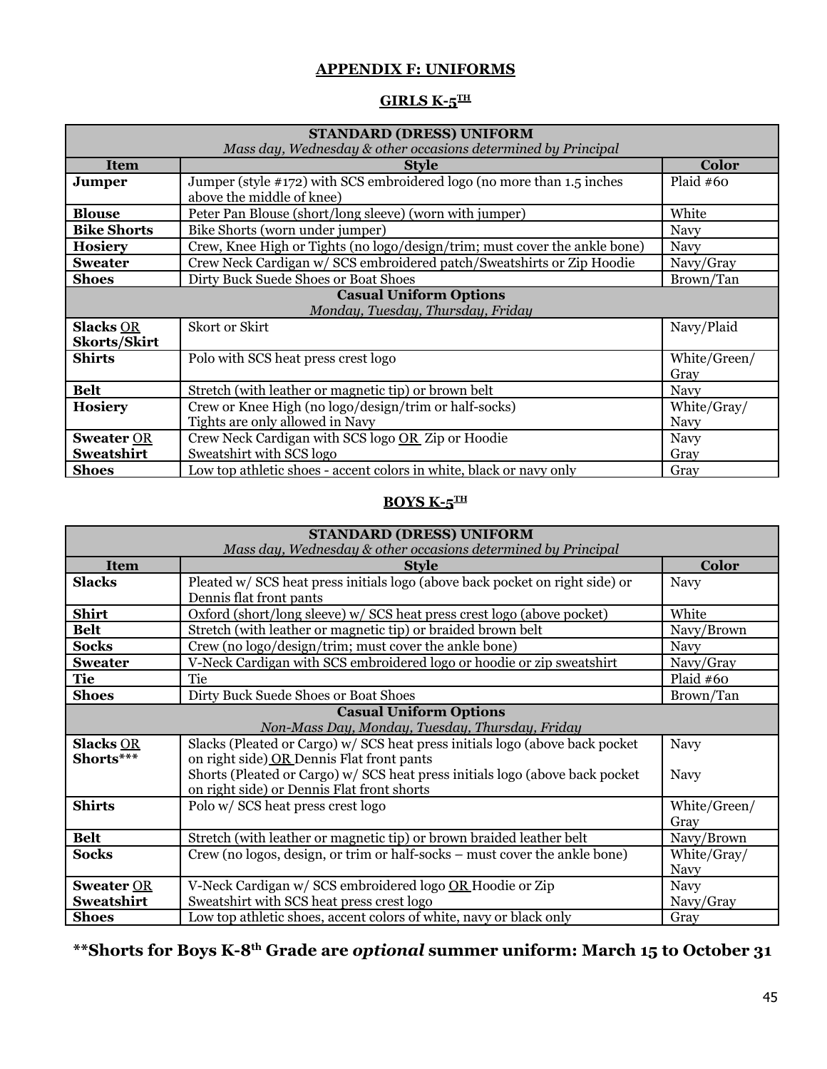## APPENDIX F: UNIFORMS

### GIRLS K-5TH

| STANDARD (DRESS) UNIFORM<br>*Mass day, Wednesday & other occasions determined by Principal* | | |
|---|---|---|
| **Item** | **Style** | **Color** |
| **Jumper** | Jumper (style #172) with SCS embroidered logo (no more than 1.5 inches above the middle of knee) | Plaid #60 |
| **Blouse** | Peter Pan Blouse (short/long sleeve) (worn with jumper) | White |
| **Bike Shorts** | Bike Shorts (worn under jumper) | Navy |
| **Hosiery** | Crew, Knee High or Tights (no logo/design/trim; must cover the ankle bone) | Navy |
| **Sweater** | Crew Neck Cardigan w/ SCS embroidered patch/Sweatshirts or Zip Hoodie | Navy/Gray |
| **Shoes** | Dirty Buck Suede Shoes or Boat Shoes | Brown/Tan |
| **Casual Uniform Options**<br>*Monday, Tuesday, Thursday, Friday* | | |
| **Slacks** OR **Skorts/Skirt** | Skort or Skirt | Navy/Plaid |
| **Shirts** | Polo with SCS heat press crest logo | White/Green/Gray |
| **Belt** | Stretch (with leather or magnetic tip) or brown belt | Navy |
| **Hosiery** | Crew or Knee High (no logo/design/trim or half-socks)<br>Tights are only allowed in Navy | White/Gray/Navy |
| **Sweater** OR **Sweatshirt** | Crew Neck Cardigan with SCS logo OR Zip or Hoodie Sweatshirt with SCS logo | Navy<br>Gray |
| **Shoes** | Low top athletic shoes - accent colors in white, black or navy only | Gray |

### BOYS K-5TH

| STANDARD (DRESS) UNIFORM<br>*Mass day, Wednesday & other occasions determined by Principal* | | |
|---|---|---|
| **Item** | **Style** | **Color** |
| **Slacks** | Pleated w/ SCS heat press initials logo (above back pocket on right side) or Dennis flat front pants | Navy |
| **Shirt** | Oxford (short/long sleeve) w/ SCS heat press crest logo (above pocket) | White |
| **Belt** | Stretch (with leather or magnetic tip) or braided brown belt | Navy/Brown |
| **Socks** | Crew (no logo/design/trim; must cover the ankle bone) | Navy |
| **Sweater** | V-Neck Cardigan with SCS embroidered logo or hoodie or zip sweatshirt | Navy/Gray |
| **Tie** | Tie | Plaid #60 |
| **Shoes** | Dirty Buck Suede Shoes or Boat Shoes | Brown/Tan |
| **Casual Uniform Options**<br>*Non-Mass Day, Monday, Tuesday, Thursday, Friday* | | |
| **Slacks** OR **Shorts***** | Slacks (Pleated or Cargo) w/ SCS heat press initials logo (above back pocket on right side) OR Dennis Flat front pants<br>Shorts (Pleated or Cargo) w/ SCS heat press initials logo (above back pocket on right side) or Dennis Flat front shorts | Navy<br>Navy |
| **Shirts** | Polo w/ SCS heat press crest logo | White/Green/Gray |
| **Belt** | Stretch (with leather or magnetic tip) or brown braided leather belt | Navy/Brown |
| **Socks** | Crew (no logos, design, or trim or half-socks – must cover the ankle bone) | White/Gray/Navy |
| **Sweater** OR **Sweatshirt** | V-Neck Cardigan w/ SCS embroidered logo OR Hoodie or Zip Sweatshirt with SCS heat press crest logo | Navy<br>Navy/Gray |
| **Shoes** | Low top athletic shoes, accent colors of white, navy or black only | Gray |

**\*\*Shorts for Boys K-8th Grade are *optional* summer uniform: March 15 to October 31**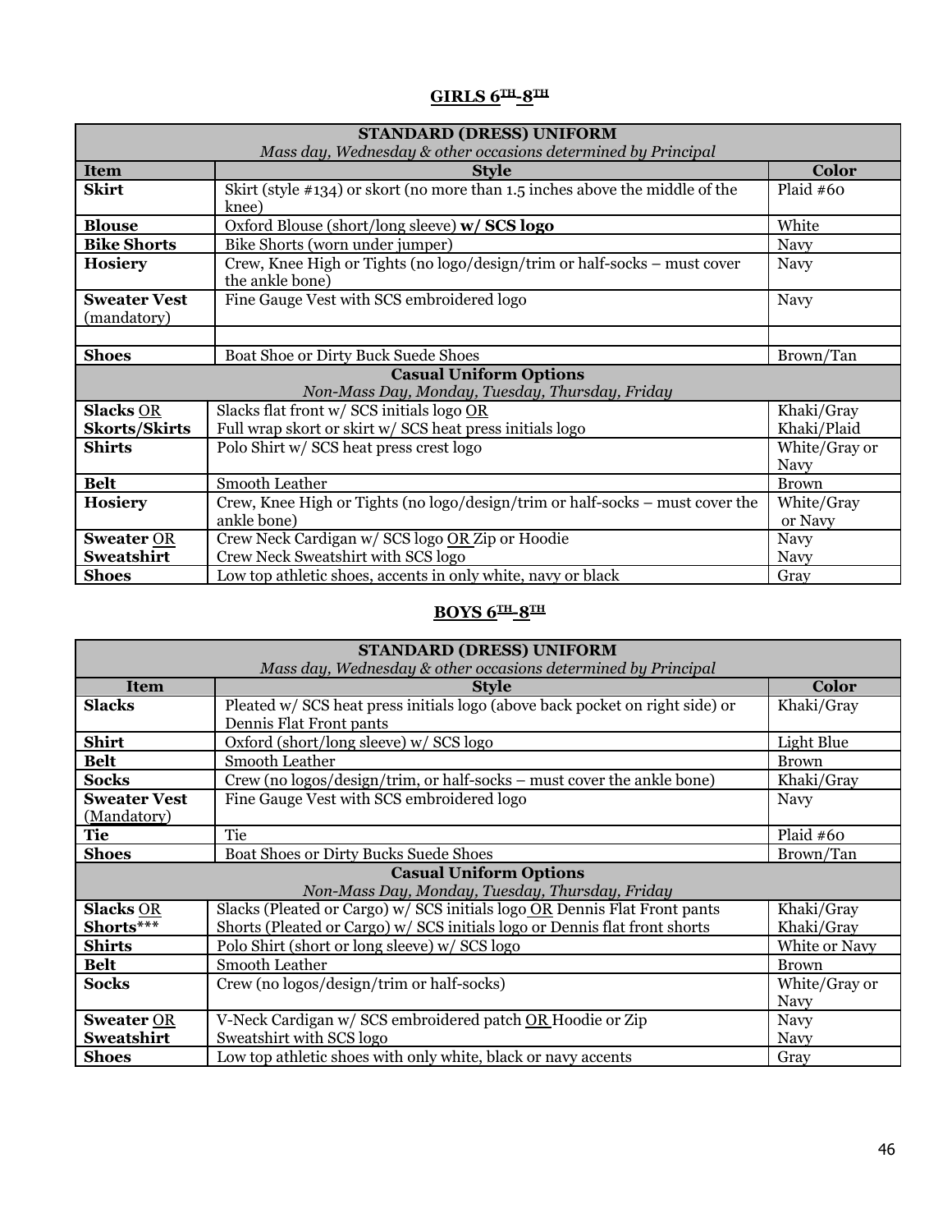## GIRLS 6TH-8TH

| STANDARD (DRESS) UNIFORM<br>*Mass day, Wednesday & other occasions determined by Principal* | | |
|---|---|---|
| **Item** | **Style** | **Color** |
| **Skirt** | Skirt (style #134) or skort (no more than 1.5 inches above the middle of the knee) | Plaid #60 |
| **Blouse** | Oxford Blouse (short/long sleeve) **w/ SCS logo** | White |
| **Bike Shorts** | Bike Shorts (worn under jumper) | Navy |
| **Hosiery** | Crew, Knee High or Tights (no logo/design/trim or half-socks – must cover the ankle bone) | Navy |
| **Sweater Vest** (mandatory) | Fine Gauge Vest with SCS embroidered logo | Navy |
| | | |
| **Shoes** | Boat Shoe or Dirty Buck Suede Shoes | Brown/Tan |
| **Casual Uniform Options**<br>*Non-Mass Day, Monday, Tuesday, Thursday, Friday* | | |
| **Slacks** OR **Skorts/Skirts** | Slacks flat front w/ SCS initials logo OR<br>Full wrap skort or skirt w/ SCS heat press initials logo | Khaki/Gray<br>Khaki/Plaid |
| **Shirts** | Polo Shirt w/ SCS heat press crest logo | White/Gray or Navy |
| **Belt** | Smooth Leather | Brown |
| **Hosiery** | Crew, Knee High or Tights (no logo/design/trim or half-socks – must cover the ankle bone) | White/Gray or Navy |
| **Sweater** OR **Sweatshirt** | Crew Neck Cardigan w/ SCS logo OR Zip or Hoodie<br>Crew Neck Sweatshirt with SCS logo | Navy<br>Navy |
| **Shoes** | Low top athletic shoes, accents in only white, navy or black | Gray |

## BOYS 6TH-8TH

| STANDARD (DRESS) UNIFORM<br>*Mass day, Wednesday & other occasions determined by Principal* | | |
|---|---|---|
| **Item** | **Style** | **Color** |
| **Slacks** | Pleated w/ SCS heat press initials logo (above back pocket on right side) or Dennis Flat Front pants | Khaki/Gray |
| **Shirt** | Oxford (short/long sleeve) w/ SCS logo | Light Blue |
| **Belt** | Smooth Leather | Brown |
| **Socks** | Crew (no logos/design/trim, or half-socks – must cover the ankle bone) | Khaki/Gray |
| **Sweater Vest** (Mandatory) | Fine Gauge Vest with SCS embroidered logo | Navy |
| **Tie** | Tie | Plaid #60 |
| **Shoes** | Boat Shoes or Dirty Bucks Suede Shoes | Brown/Tan |
| **Casual Uniform Options**<br>*Non-Mass Day, Monday, Tuesday, Thursday, Friday* | | |
| **Slacks** OR **Shorts*** ** | Slacks (Pleated or Cargo) w/ SCS initials logo OR Dennis Flat Front pants<br>Shorts (Pleated or Cargo) w/ SCS initials logo or Dennis flat front shorts | Khaki/Gray<br>Khaki/Gray |
| **Shirts** | Polo Shirt (short or long sleeve) w/ SCS logo | White or Navy |
| **Belt** | Smooth Leather | Brown |
| **Socks** | Crew (no logos/design/trim or half-socks) | White/Gray or Navy |
| **Sweater** OR **Sweatshirt** | V-Neck Cardigan w/ SCS embroidered patch OR Hoodie or Zip<br>Sweatshirt with SCS logo | Navy<br>Navy |
| **Shoes** | Low top athletic shoes with only white, black or navy accents | Gray |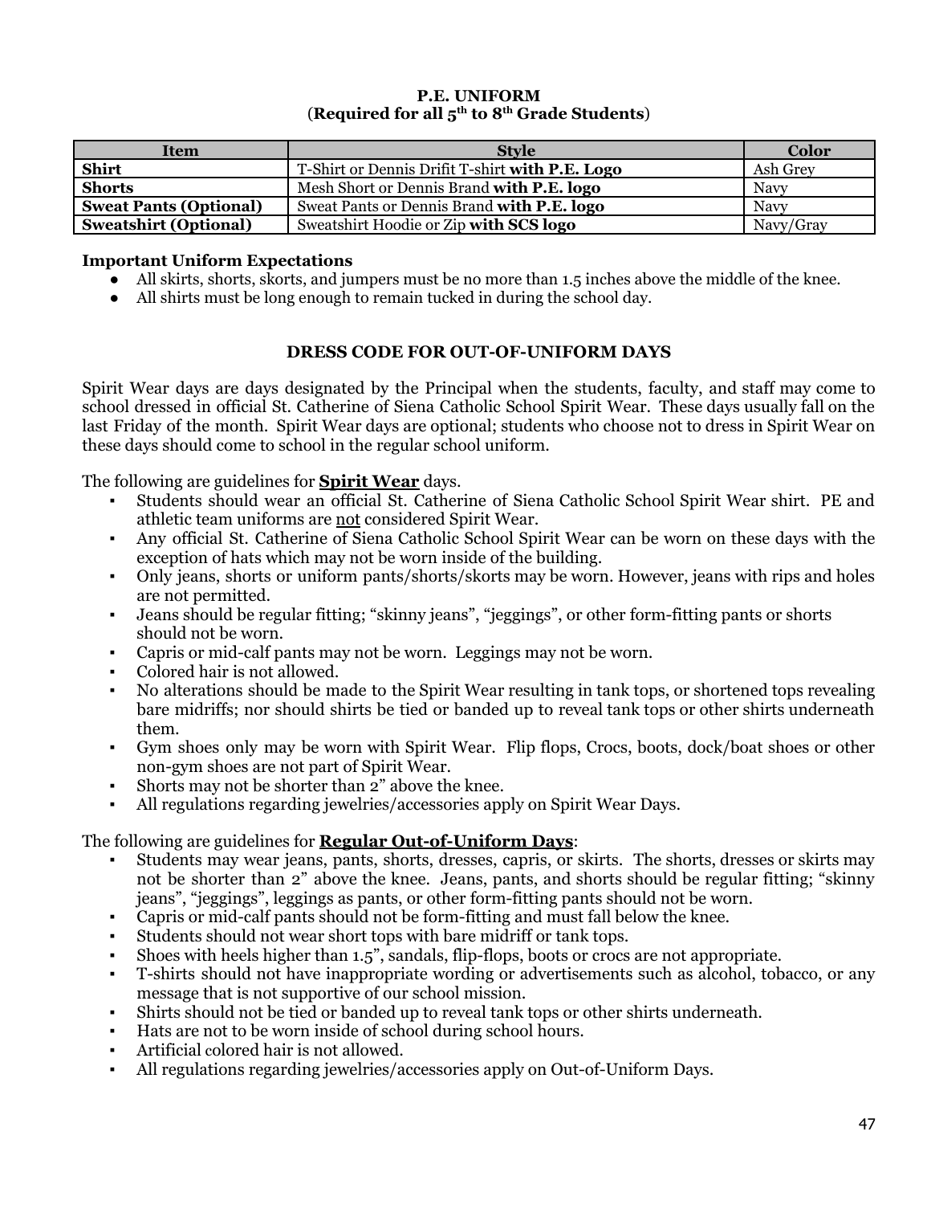**P.E. UNIFORM**
**(Required for all 5th to 8th Grade Students)**

| Item | Style | Color |
|---|---|---|
| **Shirt** | T-Shirt or Dennis Drifit T-shirt **with P.E. Logo** | Ash Grey |
| **Shorts** | Mesh Short or Dennis Brand **with P.E. logo** | Navy |
| **Sweat Pants (Optional)** | Sweat Pants or Dennis Brand **with P.E. logo** | Navy |
| **Sweatshirt (Optional)** | Sweatshirt Hoodie or Zip **with SCS logo** | Navy/Gray |

**Important Uniform Expectations**

- All skirts, shorts, skorts, and jumpers must be no more than 1.5 inches above the middle of the knee.
- All shirts must be long enough to remain tucked in during the school day.

## DRESS CODE FOR OUT-OF-UNIFORM DAYS

Spirit Wear days are days designated by the Principal when the students, faculty, and staff may come to school dressed in official St. Catherine of Siena Catholic School Spirit Wear. These days usually fall on the last Friday of the month. Spirit Wear days are optional; students who choose not to dress in Spirit Wear on these days should come to school in the regular school uniform.

The following are guidelines for **Spirit Wear** days.

- Students should wear an official St. Catherine of Siena Catholic School Spirit Wear shirt. PE and athletic team uniforms are not considered Spirit Wear.
- Any official St. Catherine of Siena Catholic School Spirit Wear can be worn on these days with the exception of hats which may not be worn inside of the building.
- Only jeans, shorts or uniform pants/shorts/skorts may be worn. However, jeans with rips and holes are not permitted.
- Jeans should be regular fitting; "skinny jeans", "jeggings", or other form-fitting pants or shorts should not be worn.
- Capris or mid-calf pants may not be worn. Leggings may not be worn.
- Colored hair is not allowed.
- No alterations should be made to the Spirit Wear resulting in tank tops, or shortened tops revealing bare midriffs; nor should shirts be tied or banded up to reveal tank tops or other shirts underneath them.
- Gym shoes only may be worn with Spirit Wear. Flip flops, Crocs, boots, dock/boat shoes or other non-gym shoes are not part of Spirit Wear.
- Shorts may not be shorter than 2" above the knee.
- All regulations regarding jewelries/accessories apply on Spirit Wear Days.

The following are guidelines for **Regular Out-of-Uniform Days**:

- Students may wear jeans, pants, shorts, dresses, capris, or skirts. The shorts, dresses or skirts may not be shorter than 2" above the knee. Jeans, pants, and shorts should be regular fitting; "skinny jeans", "jeggings", leggings as pants, or other form-fitting pants should not be worn.
- Capris or mid-calf pants should not be form-fitting and must fall below the knee.
- Students should not wear short tops with bare midriff or tank tops.
- Shoes with heels higher than 1.5", sandals, flip-flops, boots or crocs are not appropriate.
- T-shirts should not have inappropriate wording or advertisements such as alcohol, tobacco, or any message that is not supportive of our school mission.
- Shirts should not be tied or banded up to reveal tank tops or other shirts underneath.
- Hats are not to be worn inside of school during school hours.
- Artificial colored hair is not allowed.
- All regulations regarding jewelries/accessories apply on Out-of-Uniform Days.